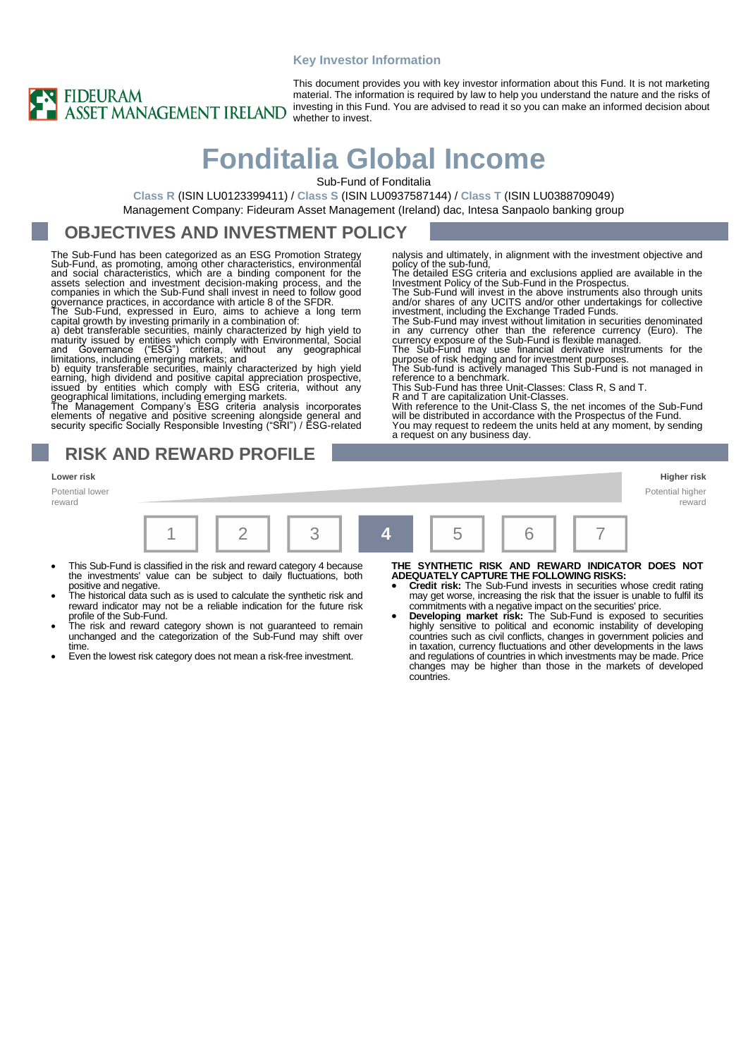**Key Investor Information**

FIDEURAM ASSET MANAGEMENT IRELAND

This document provides you with key investor information about this Fund. It is not marketing material. The information is required by law to help you understand the nature and the risks of investing in this Fund. You are advised to read it so you can make an informed decision about whether to invest.

# Fonditalia Global Income

Sub-Fund of Fonditalia

**Class R** (ISIN LU0123399411) / **Class S** (ISIN LU0937587144) / **Class T** (ISIN LU0388709049)

Management Company: Fideuram Asset Management (Ireland) dac, Intesa Sanpaolo banking group

## OBJECTIVES AND INVESTMENT POLICY

The Sub-Fund has been categorized as an ESG Promotion Strategy Sub-Fund, as promoting, among other characteristics, environmental and social characteristics, which are a binding component for the assets selection and investment decision-making process, and the companies in which the Sub-Fund shall invest in need to follow good governance practices, in accordance with article 8 of the SFDR.

The Sub-Fund, expressed in Euro, aims to achieve a long term capital growth by investing primarily in a combination of:

a) debt transferable securities, mainly characterized by high yield to maturity issued by entities which comply with Environmental, Social and Governance ("ESG") criteria, without any geographical limitations, including emerging markets; and

b) equity transferable securities, mainly characterized by high yield earning, high dividend and positive capital appreciation prospective, issued by entities which comply with ESG criteria, without any geographical limitations, including emerging markets.

The Management Company's ESG criteria analysis incorporates elements of negative and positive screening alongside general and security specific Socially Responsible Investing ("SRI") / ESG-related analysis and ultimately, in alignment with the investment objective and policy of the sub-fund.

The detailed ESG criteria and exclusions applied are available in the Investment Policy of the Sub-Fund in the Prospectus.

The Sub-Fund will invest in the above instruments also through units and/or shares of any UCITS and/or other undertakings for collective investment, including the Exchange Traded Funds.

The Sub-Fund may invest without limitation in securities denominated in any currency other than the reference currency (Euro). The currency exposure of the Sub-Fund is flexible managed.

The Sub-Fund may use financial derivative instruments for the purpose of risk hedging and for investment purposes.

The Sub-fund is actively managed This Sub-Fund is not managed in reference to a benchmark.

This Sub-Fund has three Unit-Classes: Class R, S and T.

R and T are capitalization Unit-Classes.

With reference to the Unit-Class S, the net incomes of the Sub-Fund will be distributed in accordance with the Prospectus of the Fund.

You may request to redeem the units held at any moment, by sending a request on any business day.

## RISK AND REWARD PROFILE

| Lower risk<br>Potential lower reward | | | | | | Higher risk<br>Potential higher reward |
|---|---|---|---|---|---|---|
| 1 | 2 | 3 | **4** | 5 | 6 | 7 |

- This Sub-Fund is classified in the risk and reward category 4 because the investments' value can be subject to daily fluctuations, both positive and negative.
- The historical data such as is used to calculate the synthetic risk and reward indicator may not be a reliable indication for the future risk profile of the Sub-Fund.
- The risk and reward category shown is not guaranteed to remain unchanged and the categorization of the Sub-Fund may shift over time.
- Even the lowest risk category does not mean a risk-free investment.

**THE SYNTHETIC RISK AND REWARD INDICATOR DOES NOT ADEQUATELY CAPTURE THE FOLLOWING RISKS:**

- **Credit risk:** The Sub-Fund invests in securities whose credit rating may get worse, increasing the risk that the issuer is unable to fulfil its commitments with a negative impact on the securities' price.
- **Developing market risk:** The Sub-Fund is exposed to securities highly sensitive to political and economic instability of developing countries such as civil conflicts, changes in government policies and in taxation, currency fluctuations and other developments in the laws and regulations of countries in which investments may be made. Price changes may be higher than those in the markets of developed countries.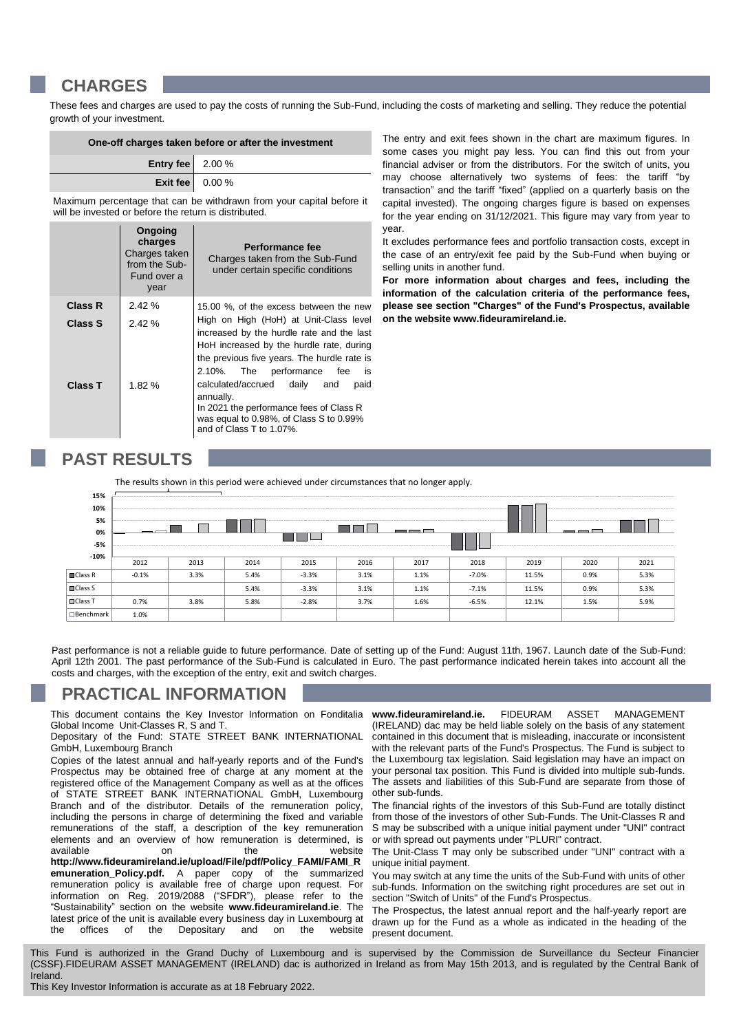## CHARGES

These fees and charges are used to pay the costs of running the Sub-Fund, including the costs of marketing and selling. They reduce the potential growth of your investment.

| One-off charges taken before or after the investment | |
|---|---|
| **Entry fee** | 2.00 % |
| **Exit fee** | 0.00 % |

Maximum percentage that can be withdrawn from your capital before it will be invested or before the return is distributed.

| | **Ongoing charges** Charges taken from the Sub-Fund over a year | **Performance fee** Charges taken from the Sub-Fund under certain specific conditions |
|---|---|---|
| **Class R** | 2.42 % | 15.00 %, of the excess between the new High on High (HoH) at Unit-Class level increased by the hurdle rate and the last HoH increased by the hurdle rate, during the previous five years. The hurdle rate is 2.10%. The performance fee is calculated/accrued daily and paid annually. In 2021 the performance fees of Class R was equal to 0.98%, of Class S to 0.99% and of Class T to 1.07%. |
| **Class S** | 2.42 % | |
| **Class T** | 1.82 % | |

The entry and exit fees shown in the chart are maximum figures. In some cases you might pay less. You can find this out from your financial adviser or from the distributors. For the switch of units, you may choose alternatively two systems of fees: the tariff "by transaction" and the tariff "fixed" (applied on a quarterly basis on the capital invested). The ongoing charges figure is based on expenses for the year ending on 31/12/2021. This figure may vary from year to year.

It excludes performance fees and portfolio transaction costs, except in the case of an entry/exit fee paid by the Sub-Fund when buying or selling units in another fund.

**For more information about charges and fees, including the information of the calculation criteria of the performance fees, please see section "Charges" of the Fund's Prospectus, available on the website www.fideuramireland.ie.**

## PAST RESULTS

The results shown in this period were achieved under circumstances that no longer apply.

15%
10%
5%
0%
-5%
-10%

| | 2012 | 2013 | 2014 | 2015 | 2016 | 2017 | 2018 | 2019 | 2020 | 2021 |
|---|---|---|---|---|---|---|---|---|---|---|
| Class R | -0.1% | 3.3% | 5.4% | -3.3% | 3.1% | 1.1% | -7.0% | 11.5% | 0.9% | 5.3% |
| Class S | | | 5.4% | -3.3% | 3.1% | 1.1% | -7.1% | 11.5% | 0.9% | 5.3% |
| Class T | 0.7% | 3.8% | 5.8% | -2.8% | 3.7% | 1.6% | -6.5% | 12.1% | 1.5% | 5.9% |
| Benchmark | 1.0% | | | | | | | | | |

Past performance is not a reliable guide to future performance. Date of setting up of the Fund: August 11th, 1967. Launch date of the Sub-Fund: April 12th 2001. The past performance of the Sub-Fund is calculated in Euro. The past performance indicated herein takes into account all the costs and charges, with the exception of the entry, exit and switch charges.

## PRACTICAL INFORMATION

This document contains the Key Investor Information on Fonditalia Global Income Unit-Classes R, S and T.

Depositary of the Fund: STATE STREET BANK INTERNATIONAL GmbH, Luxembourg Branch

Copies of the latest annual and half-yearly reports and of the Fund's Prospectus may be obtained free of charge at any moment at the registered office of the Management Company as well as at the offices of STATE STREET BANK INTERNATIONAL GmbH, Luxembourg Branch and of the distributor. Details of the remuneration policy, including the persons in charge of determining the fixed and variable remunerations of the staff, a description of the key remuneration elements and an overview of how remuneration is determined, is available on the website **http://www.fideuramireland.ie/upload/File/pdf/Policy_FAMI/FAMI_Remuneration_Policy.pdf.** A paper copy of the summarized remuneration policy is available free of charge upon request. For information on Reg. 2019/2088 ("SFDR"), please refer to the "Sustainability" section on the website **www.fideuramireland.ie**. The latest price of the unit is available every business day in Luxembourg at the offices of the Depositary and on the website **www.fideuramireland.ie.** FIDEURAM ASSET MANAGEMENT (IRELAND) dac may be held liable solely on the basis of any statement contained in this document that is misleading, inaccurate or inconsistent with the relevant parts of the Fund's Prospectus. The Fund is subject to the Luxembourg tax legislation. Said legislation may have an impact on your personal tax position. This Fund is divided into multiple sub-funds. The assets and liabilities of this Sub-Fund are separate from those of other sub-funds.

The financial rights of the investors of this Sub-Fund are totally distinct from those of the investors of other Sub-Funds. The Unit-Classes R and S may be subscribed with a unique initial payment under "UNI" contract or with spread out payments under "PLURI" contract.

The Unit-Class T may only be subscribed under "UNI" contract with a unique initial payment.

You may switch at any time the units of the Sub-Fund with units of other sub-funds. Information on the switching right procedures are set out in section "Switch of Units" of the Fund's Prospectus.

The Prospectus, the latest annual report and the half-yearly report are drawn up for the Fund as a whole as indicated in the heading of the present document.

This Fund is authorized in the Grand Duchy of Luxembourg and is supervised by the Commission de Surveillance du Secteur Financier (CSSF).FIDEURAM ASSET MANAGEMENT (IRELAND) dac is authorized in Ireland as from May 15th 2013, and is regulated by the Central Bank of Ireland.

This Key Investor Information is accurate as at 18 February 2022.